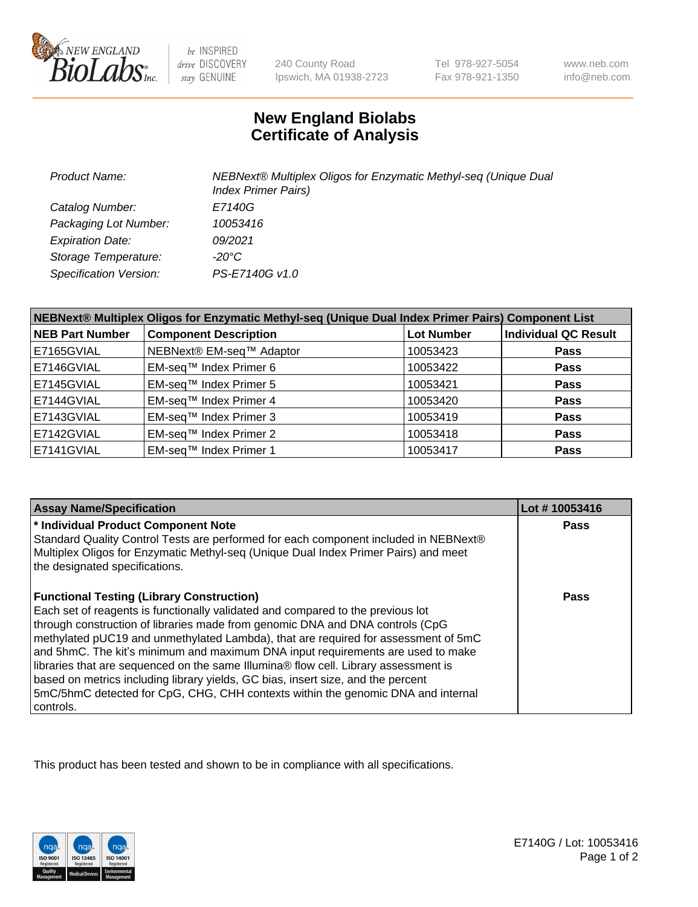# New England Biolabs Certificate of Analysis

| | |
|---|---|
| *Product Name:* | *NEBNext® Multiplex Oligos for Enzymatic Methyl-seq (Unique Dual Index Primer Pairs)* |
| *Catalog Number:* | *E7140G* |
| *Packaging Lot Number:* | *10053416* |
| *Expiration Date:* | *09/2021* |
| *Storage Temperature:* | *-20°C* |
| *Specification Version:* | *PS-E7140G v1.0* |

| NEBNext® Multiplex Oligos for Enzymatic Methyl-seq (Unique Dual Index Primer Pairs) Component List | | | |
|---|---|---|---|
| **NEB Part Number** | **Component Description** | **Lot Number** | **Individual QC Result** |
| E7165GVIAL | NEBNext® EM-seq™ Adaptor | 10053423 | **Pass** |
| E7146GVIAL | EM-seq™ Index Primer 6 | 10053422 | **Pass** |
| E7145GVIAL | EM-seq™ Index Primer 5 | 10053421 | **Pass** |
| E7144GVIAL | EM-seq™ Index Primer 4 | 10053420 | **Pass** |
| E7143GVIAL | EM-seq™ Index Primer 3 | 10053419 | **Pass** |
| E7142GVIAL | EM-seq™ Index Primer 2 | 10053418 | **Pass** |
| E7141GVIAL | EM-seq™ Index Primer 1 | 10053417 | **Pass** |

| Assay Name/Specification | Lot # 10053416 |
|---|---|
| **\* Individual Product Component Note**<br>Standard Quality Control Tests are performed for each component included in NEBNext® Multiplex Oligos for Enzymatic Methyl-seq (Unique Dual Index Primer Pairs) and meet the designated specifications. | **Pass** |
| **Functional Testing (Library Construction)**<br>Each set of reagents is functionally validated and compared to the previous lot through construction of libraries made from genomic DNA and DNA controls (CpG methylated pUC19 and unmethylated Lambda), that are required for assessment of 5mC and 5hmC. The kit's minimum and maximum DNA input requirements are used to make libraries that are sequenced on the same Illumina® flow cell. Library assessment is based on metrics including library yields, GC bias, insert size, and the percent 5mC/5hmC detected for CpG, CHG, CHH contexts within the genomic DNA and internal controls. | **Pass** |

This product has been tested and shown to be in compliance with all specifications.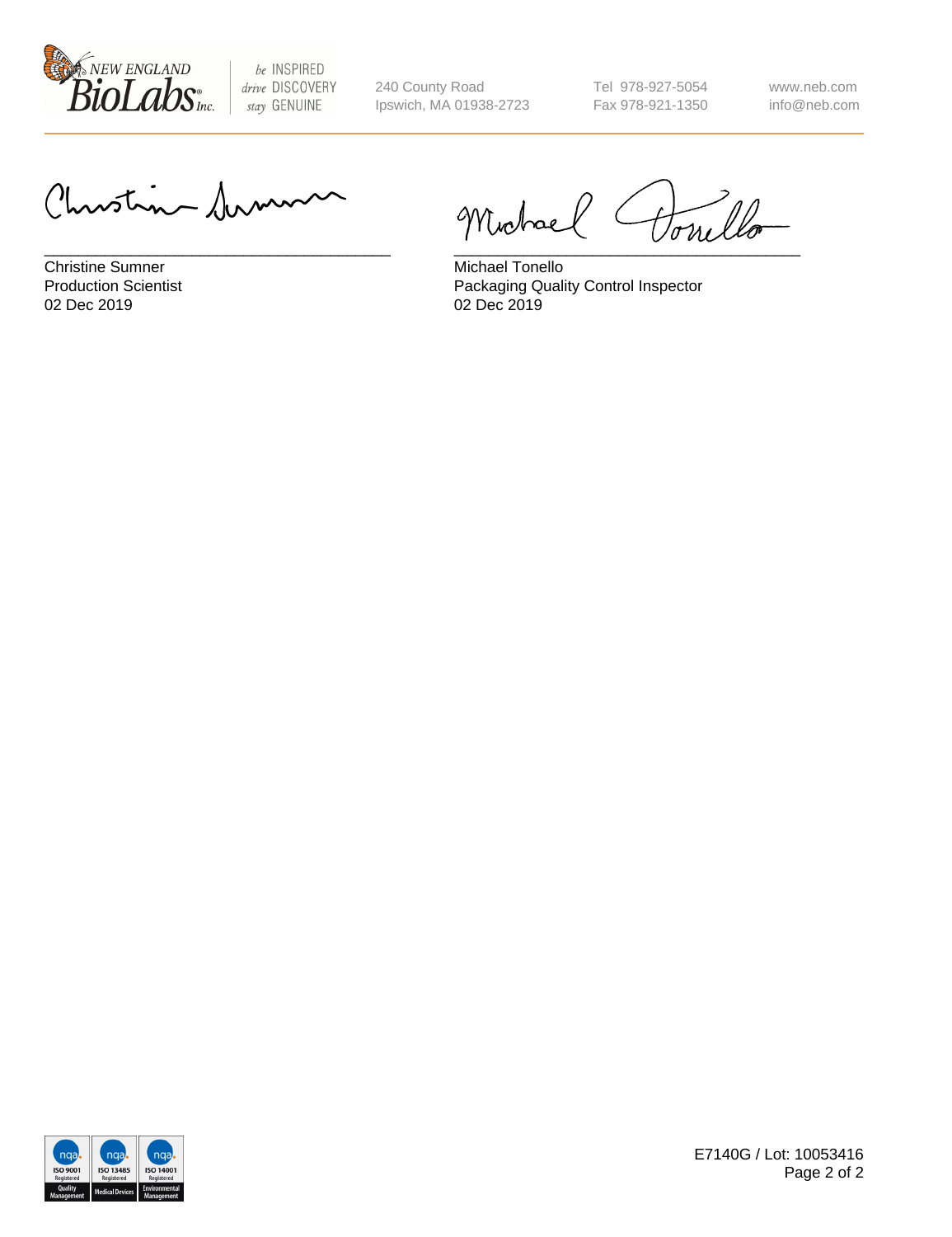Christine Sumner
Production Scientist
02 Dec 2019

Michael Tonello
Packaging Quality Control Inspector
02 Dec 2019